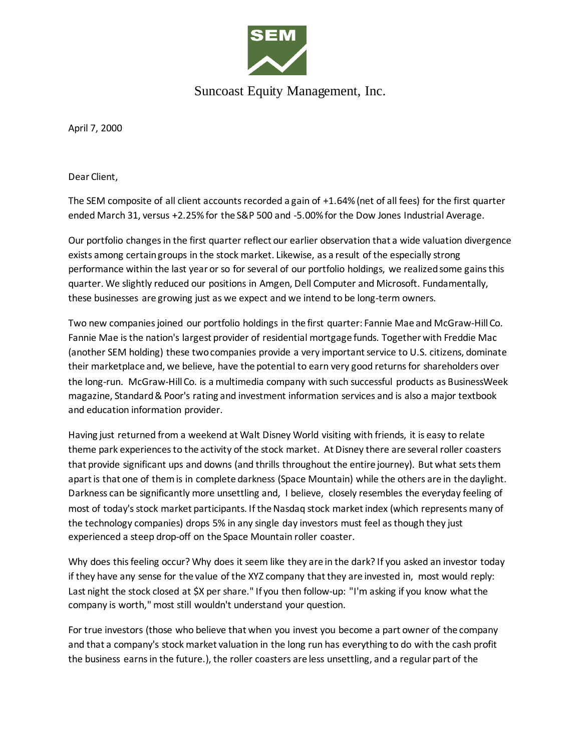# Suncoast Equity Management, Inc.

April 7, 2000

Dear Client,

The SEM composite of all client accounts recorded a gain of +1.64% (net of all fees) for the first quarter ended March 31, versus +2.25% for the S&P 500 and -5.00% for the Dow Jones Industrial Average.

Our portfolio changes in the first quarter reflect our earlier observation that a wide valuation divergence exists among certain groups in the stock market. Likewise, as a result of the especially strong performance within the last year or so for several of our portfolio holdings, we realized some gains this quarter. We slightly reduced our positions in Amgen, Dell Computer and Microsoft. Fundamentally, these businesses are growing just as we expect and we intend to be long-term owners.

Two new companies joined our portfolio holdings in the first quarter: Fannie Mae and McGraw-Hill Co. Fannie Mae is the nation's largest provider of residential mortgage funds. Together with Freddie Mac (another SEM holding) these two companies provide a very important service to U.S. citizens, dominate their marketplace and, we believe, have the potential to earn very good returns for shareholders over the long-run. McGraw-Hill Co. is a multimedia company with such successful products as BusinessWeek magazine, Standard & Poor's rating and investment information services and is also a major textbook and education information provider.

Having just returned from a weekend at Walt Disney World visiting with friends, it is easy to relate theme park experiences to the activity of the stock market. At Disney there are several roller coasters that provide significant ups and downs (and thrills throughout the entire journey). But what sets them apart is that one of them is in complete darkness (Space Mountain) while the others are in the daylight. Darkness can be significantly more unsettling and, I believe, closely resembles the everyday feeling of most of today's stock market participants. If the Nasdaq stock market index (which represents many of the technology companies) drops 5% in any single day investors must feel as though they just experienced a steep drop-off on the Space Mountain roller coaster.

Why does this feeling occur? Why does it seem like they are in the dark? If you asked an investor today if they have any sense for the value of the XYZ company that they are invested in, most would reply: Last night the stock closed at $X per share." If you then follow-up: "I'm asking if you know what the company is worth," most still wouldn't understand your question.

For true investors (those who believe that when you invest you become a part owner of the company and that a company's stock market valuation in the long run has everything to do with the cash profit the business earns in the future.), the roller coasters are less unsettling, and a regular part of the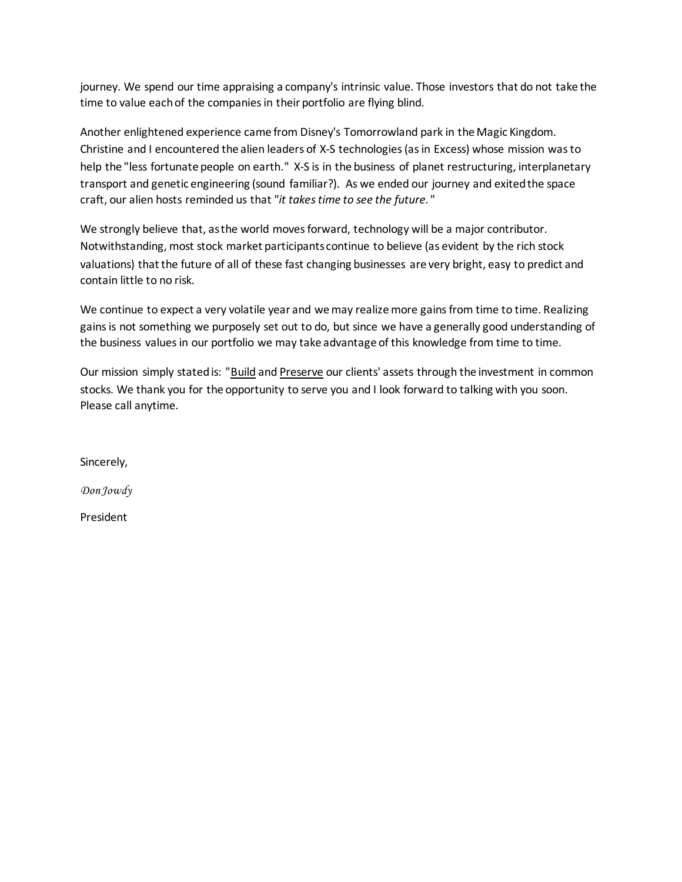journey. We spend our time appraising a company's intrinsic value. Those investors that do not take the time to value each of the companies in their portfolio are flying blind.

Another enlightened experience came from Disney's Tomorrowland park in the Magic Kingdom. Christine and I encountered the alien leaders of X-S technologies (as in Excess) whose mission was to help the "less fortunate people on earth." X-S is in the business of planet restructuring, interplanetary transport and genetic engineering (sound familiar?). As we ended our journey and exited the space craft, our alien hosts reminded us that *"it takes time to see the future."*

We strongly believe that, as the world moves forward, technology will be a major contributor. Notwithstanding, most stock market participants continue to believe (as evident by the rich stock valuations) that the future of all of these fast changing businesses are very bright, easy to predict and contain little to no risk.

We continue to expect a very volatile year and we may realize more gains from time to time. Realizing gains is not something we purposely set out to do, but since we have a generally good understanding of the business values in our portfolio we may take advantage of this knowledge from time to time.

Our mission simply stated is: "<u>Build</u> and <u>Preserve</u> our clients' assets through the investment in common stocks. We thank you for the opportunity to serve you and I look forward to talking with you soon. Please call anytime.

Sincerely,

*Don Jowdy*

President